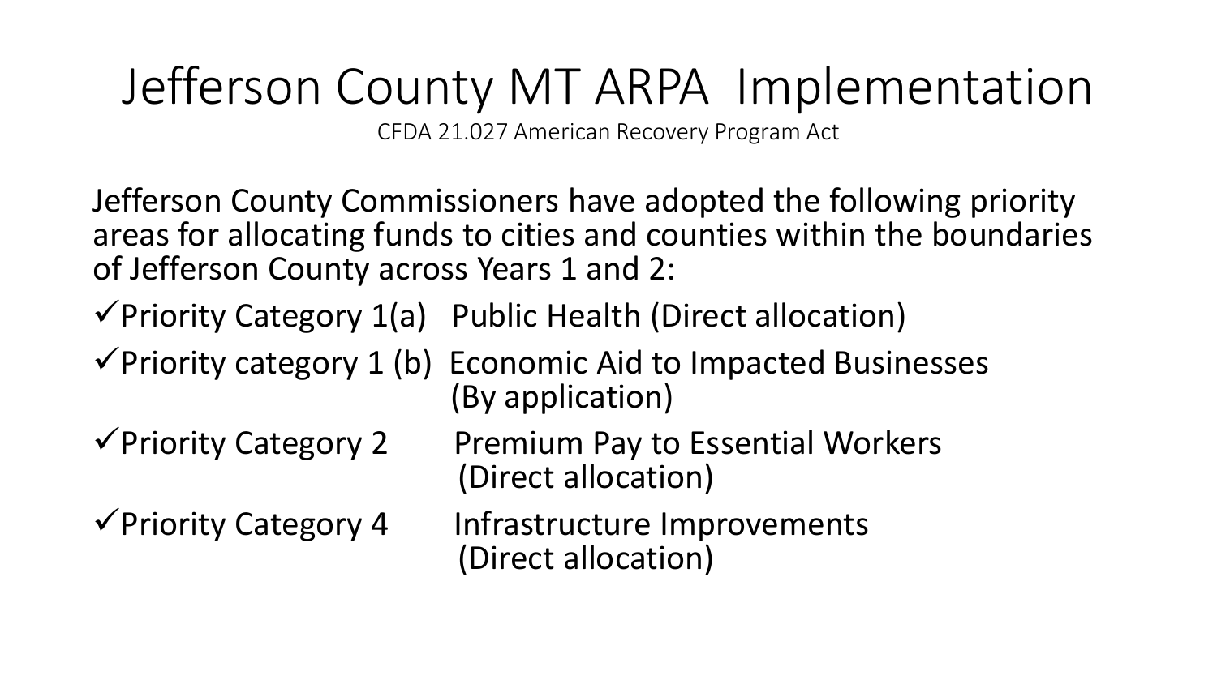# Jefferson County MT ARPA Implementation

CFDA 21.027 American Recovery Program Act

Jefferson County Commissioners have adopted the following priority areas for allocating funds to cities and counties within the boundaries of Jefferson County across Years 1 and 2:

- ✓Priority Category 1(a) Public Health (Direct allocation)
- ✓Priority category 1 (b) Economic Aid to Impacted Businesses (By application)
- ✓Priority Category 2 Premium Pay to Essential Workers (Direct allocation)
- ✓Priority Category 4 Infrastructure Improvements (Direct allocation)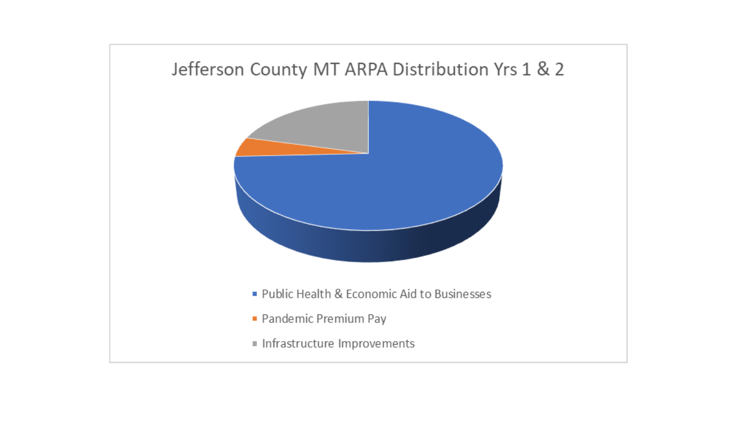Jefferson County MT ARPA Distribution Yrs 1 & 2

- Public Health & Economic Aid to Businesses
- Pandemic Premium Pay
- Infrastructure Improvements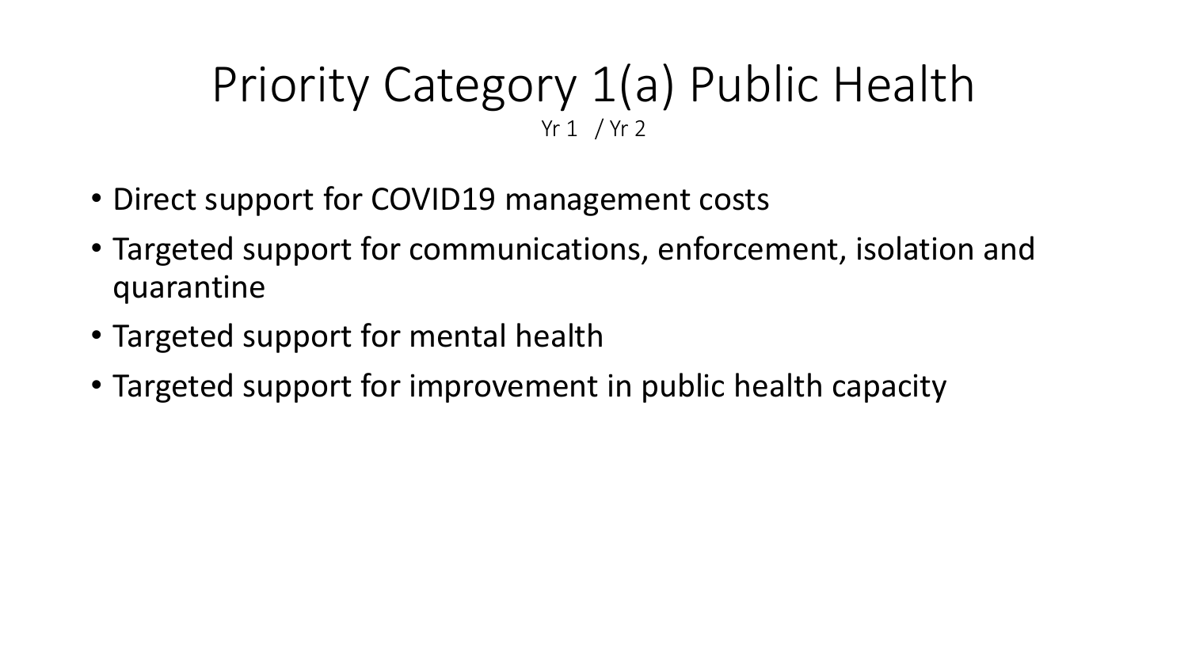# Priority Category 1(a) Public Health

Yr 1 / Yr 2

- Direct support for COVID19 management costs
- Targeted support for communications, enforcement, isolation and quarantine
- Targeted support for mental health
- Targeted support for improvement in public health capacity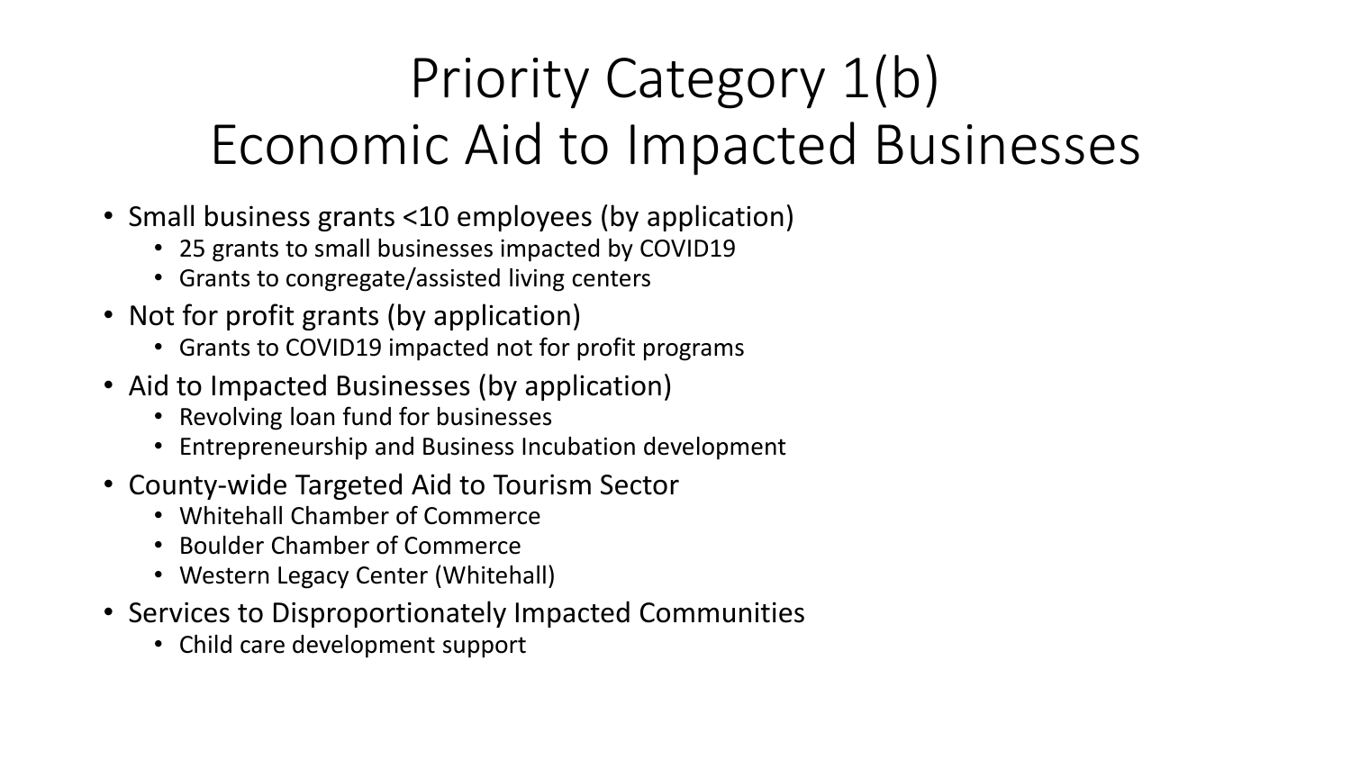# Priority Category 1(b) Economic Aid to Impacted Businesses

- Small business grants <10 employees (by application)
  - 25 grants to small businesses impacted by COVID19
  - Grants to congregate/assisted living centers
- Not for profit grants (by application)
  - Grants to COVID19 impacted not for profit programs
- Aid to Impacted Businesses (by application)
  - Revolving loan fund for businesses
  - Entrepreneurship and Business Incubation development
- County-wide Targeted Aid to Tourism Sector
  - Whitehall Chamber of Commerce
  - Boulder Chamber of Commerce
  - Western Legacy Center (Whitehall)
- Services to Disproportionately Impacted Communities
  - Child care development support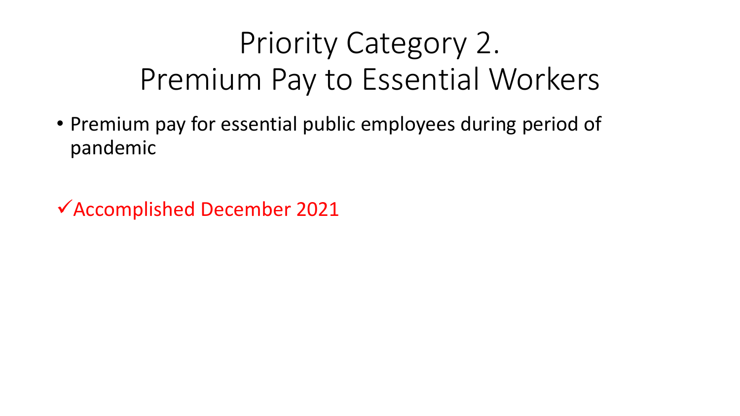# Priority Category 2.
# Premium Pay to Essential Workers

- Premium pay for essential public employees during period of pandemic

✓Accomplished December 2021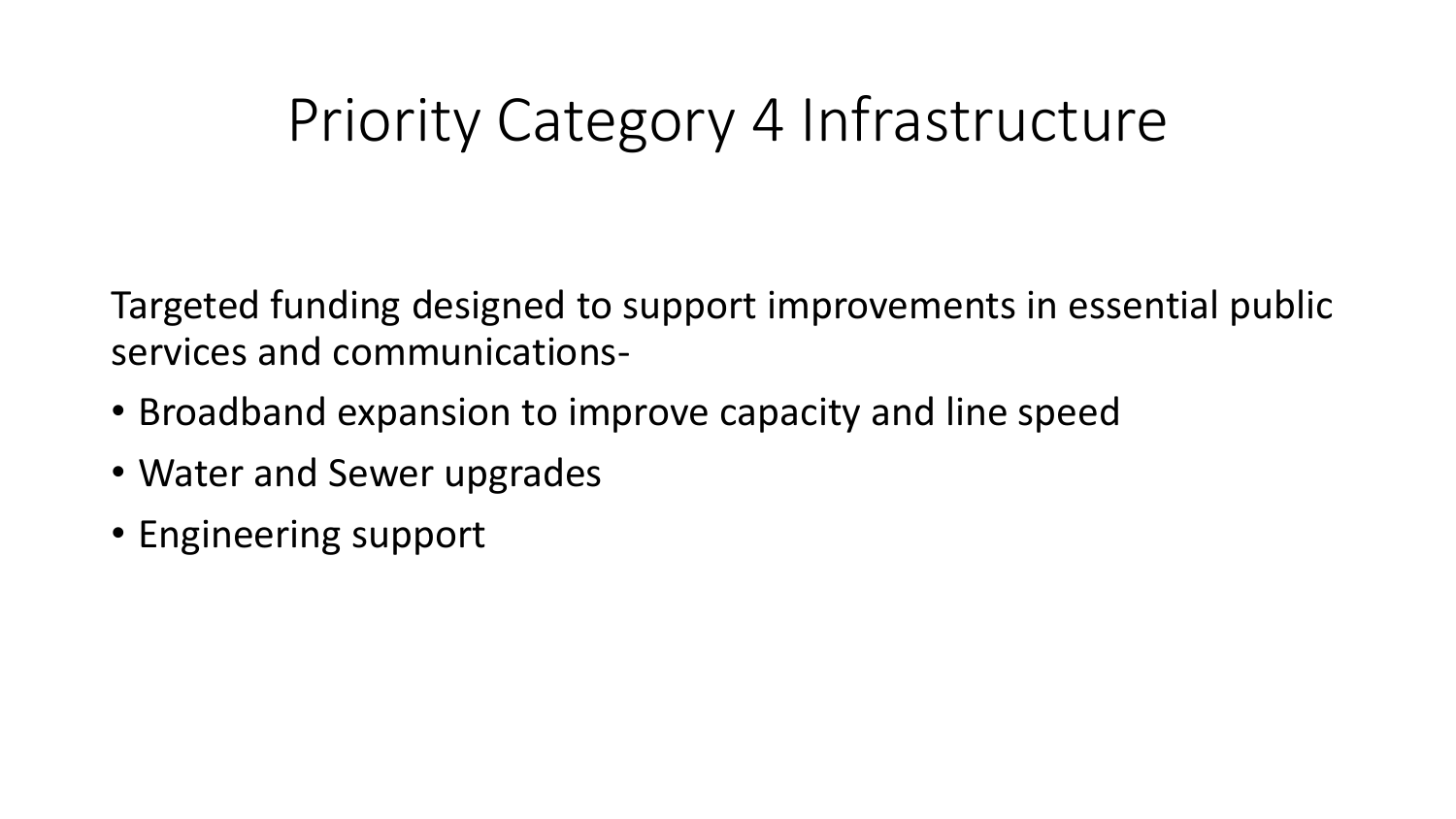# Priority Category 4 Infrastructure

Targeted funding designed to support improvements in essential public services and communications-

- Broadband expansion to improve capacity and line speed
- Water and Sewer upgrades
- Engineering support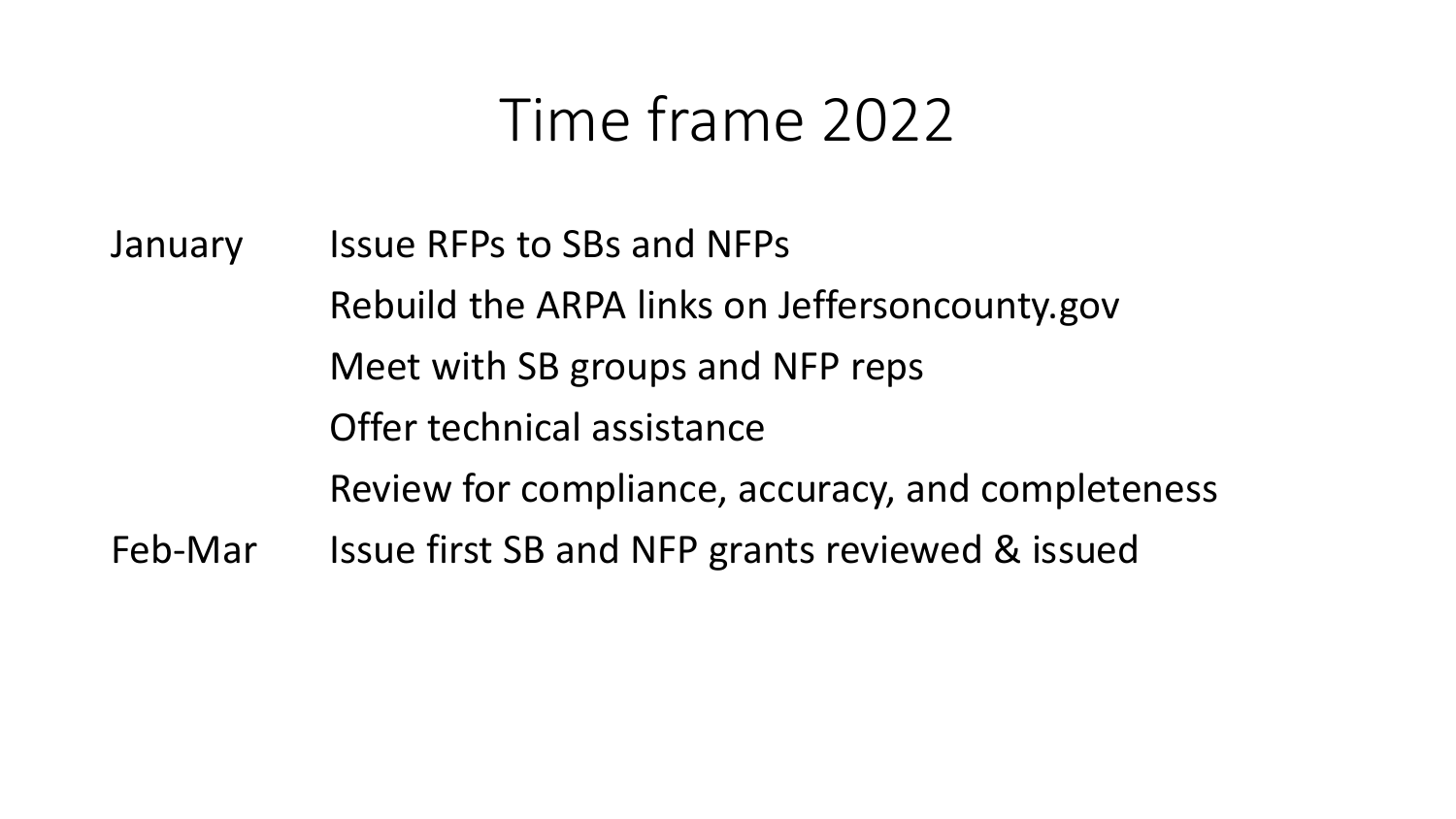# Time frame 2022

| | |
|---|---|
| January | Issue RFPs to SBs and NFPs |
| | Rebuild the ARPA links on Jeffersoncounty.gov |
| | Meet with SB groups and NFP reps |
| | Offer technical assistance |
| | Review for compliance, accuracy, and completeness |
| Feb-Mar | Issue first SB and NFP grants reviewed & issued |